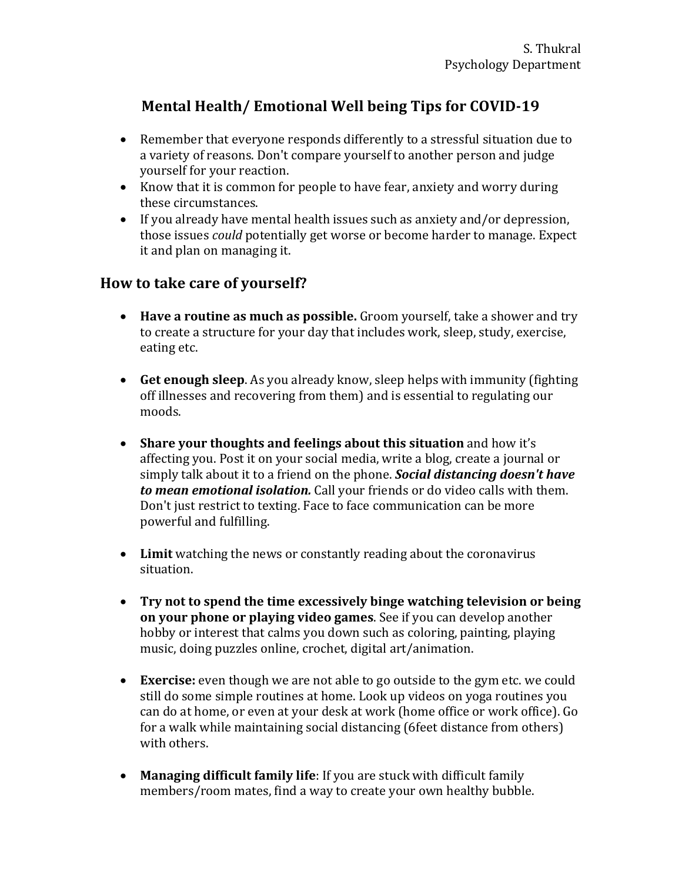S. Thukral
Psychology Department

# Mental Health/ Emotional Well being Tips for COVID-19

- Remember that everyone responds differently to a stressful situation due to a variety of reasons. Don't compare yourself to another person and judge yourself for your reaction.
- Know that it is common for people to have fear, anxiety and worry during these circumstances.
- If you already have mental health issues such as anxiety and/or depression, those issues *could* potentially get worse or become harder to manage. Expect it and plan on managing it.

## How to take care of yourself?

- **Have a routine as much as possible.** Groom yourself, take a shower and try to create a structure for your day that includes work, sleep, study, exercise, eating etc.

- **Get enough sleep**. As you already know, sleep helps with immunity (fighting off illnesses and recovering from them) and is essential to regulating our moods.

- **Share your thoughts and feelings about this situation** and how it's affecting you. Post it on your social media, write a blog, create a journal or simply talk about it to a friend on the phone. ***Social distancing doesn't have to mean emotional isolation.*** Call your friends or do video calls with them. Don't just restrict to texting. Face to face communication can be more powerful and fulfilling.

- **Limit** watching the news or constantly reading about the coronavirus situation.

- **Try not to spend the time excessively binge watching television or being on your phone or playing video games**. See if you can develop another hobby or interest that calms you down such as coloring, painting, playing music, doing puzzles online, crochet, digital art/animation.

- **Exercise:** even though we are not able to go outside to the gym etc. we could still do some simple routines at home. Look up videos on yoga routines you can do at home, or even at your desk at work (home office or work office). Go for a walk while maintaining social distancing (6feet distance from others) with others.

- **Managing difficult family life**: If you are stuck with difficult family members/room mates, find a way to create your own healthy bubble.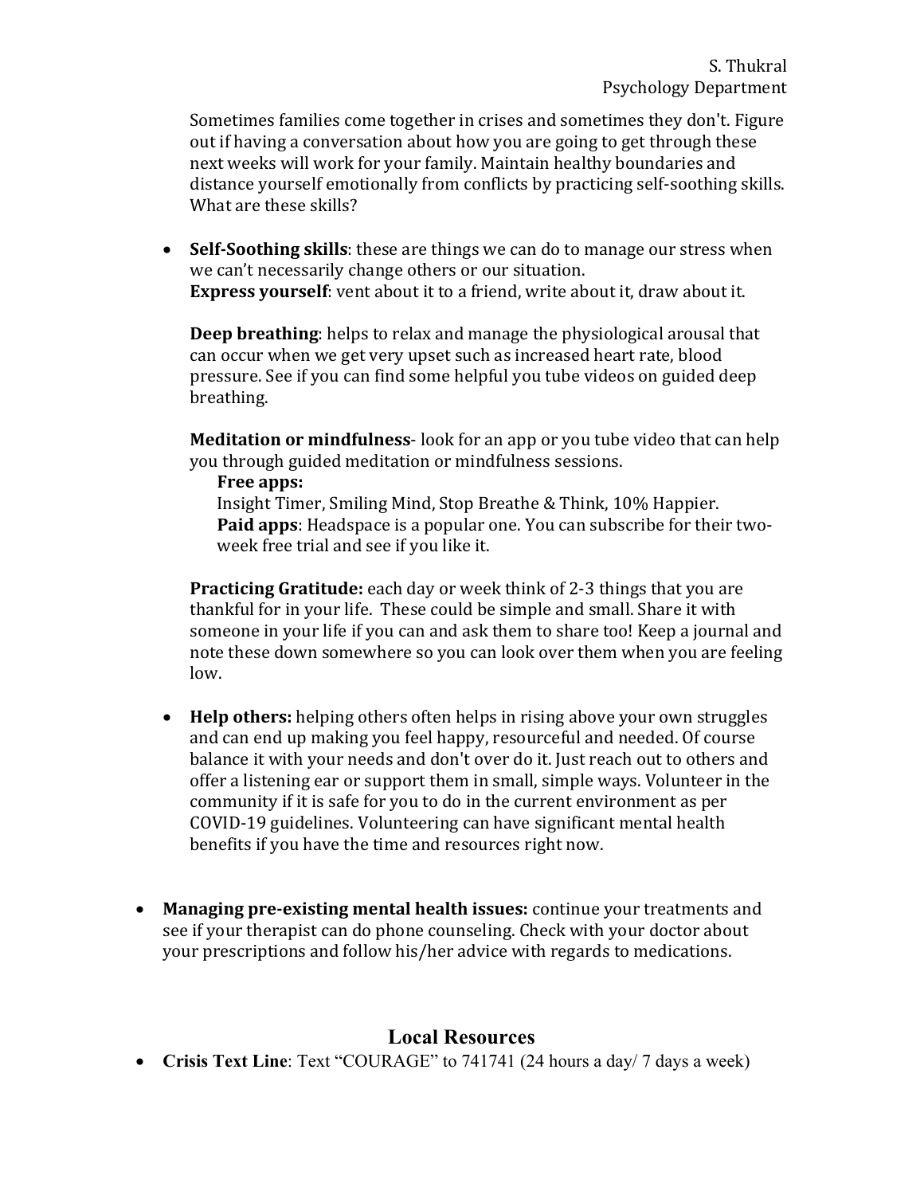Sometimes families come together in crises and sometimes they don't. Figure out if having a conversation about how you are going to get through these next weeks will work for your family. Maintain healthy boundaries and distance yourself emotionally from conflicts by practicing self-soothing skills. What are these skills?

- **Self-Soothing skills**: these are things we can do to manage our stress when we can't necessarily change others or our situation.
  **Express yourself**: vent about it to a friend, write about it, draw about it.

  **Deep breathing**: helps to relax and manage the physiological arousal that can occur when we get very upset such as increased heart rate, blood pressure. See if you can find some helpful you tube videos on guided deep breathing.

  **Meditation or mindfulness**- look for an app or you tube video that can help you through guided meditation or mindfulness sessions.
  
  **Free apps:**
  Insight Timer, Smiling Mind, Stop Breathe & Think, 10% Happier.
  **Paid apps**: Headspace is a popular one. You can subscribe for their two-week free trial and see if you like it.

  **Practicing Gratitude:** each day or week think of 2-3 things that you are thankful for in your life. These could be simple and small. Share it with someone in your life if you can and ask them to share too! Keep a journal and note these down somewhere so you can look over them when you are feeling low.

- **Help others:** helping others often helps in rising above your own struggles and can end up making you feel happy, resourceful and needed. Of course balance it with your needs and don't over do it. Just reach out to others and offer a listening ear or support them in small, simple ways. Volunteer in the community if it is safe for you to do in the current environment as per COVID-19 guidelines. Volunteering can have significant mental health benefits if you have the time and resources right now.

- **Managing pre-existing mental health issues:** continue your treatments and see if your therapist can do phone counseling. Check with your doctor about your prescriptions and follow his/her advice with regards to medications.

## Local Resources

- **Crisis Text Line**: Text "COURAGE" to 741741 (24 hours a day/ 7 days a week)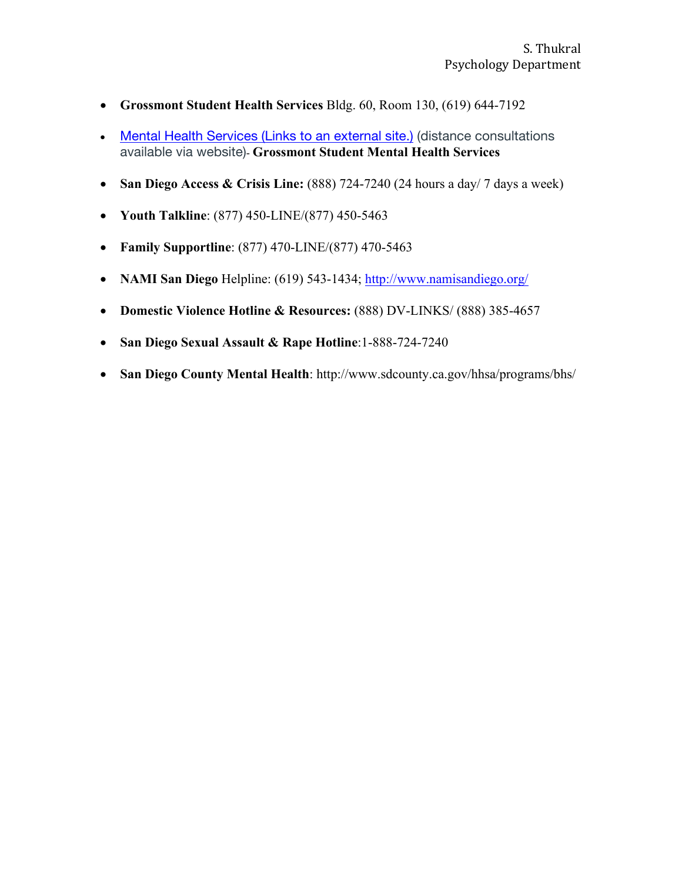- **Grossmont Student Health Services** Bldg. 60, Room 130, (619) 644-7192
- Mental Health Services (Links to an external site.) (distance consultations available via website)- **Grossmont Student Mental Health Services**
- **San Diego Access & Crisis Line:** (888) 724-7240 (24 hours a day/ 7 days a week)
- **Youth Talkline**: (877) 450-LINE/(877) 450-5463
- **Family Supportline**: (877) 470-LINE/(877) 470-5463
- **NAMI San Diego** Helpline: (619) 543-1434; http://www.namisandiego.org/
- **Domestic Violence Hotline & Resources:** (888) DV-LINKS/ (888) 385-4657
- **San Diego Sexual Assault & Rape Hotline**:1-888-724-7240
- **San Diego County Mental Health**: http://www.sdcounty.ca.gov/hhsa/programs/bhs/